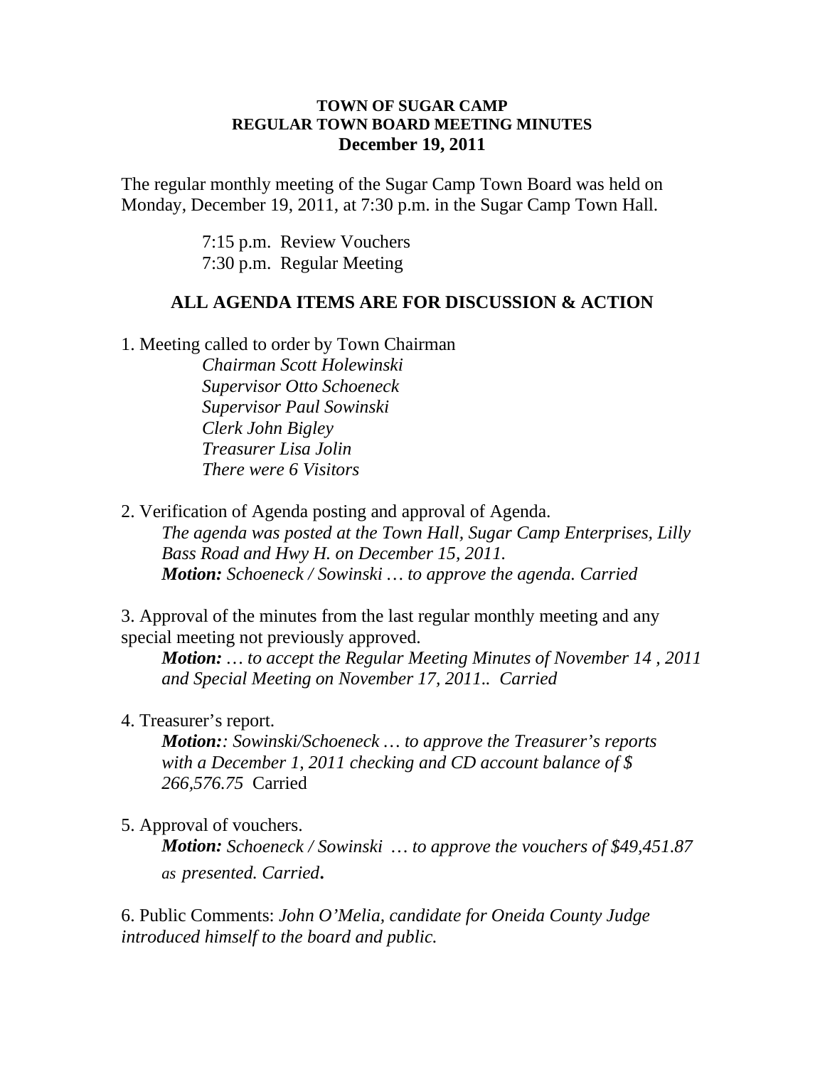**TOWN OF SUGAR CAMP**
**REGULAR TOWN BOARD MEETING MINUTES**
**December 19, 2011**

The regular monthly meeting of the Sugar Camp Town Board was held on Monday, December 19, 2011, at 7:30 p.m. in the Sugar Camp Town Hall.

7:15 p.m. Review Vouchers
7:30 p.m. Regular Meeting

**ALL AGENDA ITEMS ARE FOR DISCUSSION & ACTION**

1. Meeting called to order by Town Chairman
   *Chairman Scott Holewinski*
   *Supervisor Otto Schoeneck*
   *Supervisor Paul Sowinski*
   *Clerk John Bigley*
   *Treasurer Lisa Jolin*
   *There were 6 Visitors*

2. Verification of Agenda posting and approval of Agenda.
   *The agenda was posted at the Town Hall, Sugar Camp Enterprises, Lilly Bass Road and Hwy H. on December 15, 2011.*
   ***Motion:*** *Schoeneck / Sowinski … to approve the agenda. Carried*

3. Approval of the minutes from the last regular monthly meeting and any special meeting not previously approved.
   ***Motion:*** *… to accept the Regular Meeting Minutes of November 14 , 2011 and Special Meeting on November 17, 2011.. Carried*

4. Treasurer's report.
   ***Motion:****: Sowinski/Schoeneck … to approve the Treasurer's reports with a December 1, 2011 checking and CD account balance of $ 266,576.75* Carried

5. Approval of vouchers.
   ***Motion:*** *Schoeneck / Sowinski … to approve the vouchers of $49,451.87 as presented. Carried.*

6. Public Comments: *John O'Melia, candidate for Oneida County Judge introduced himself to the board and public.*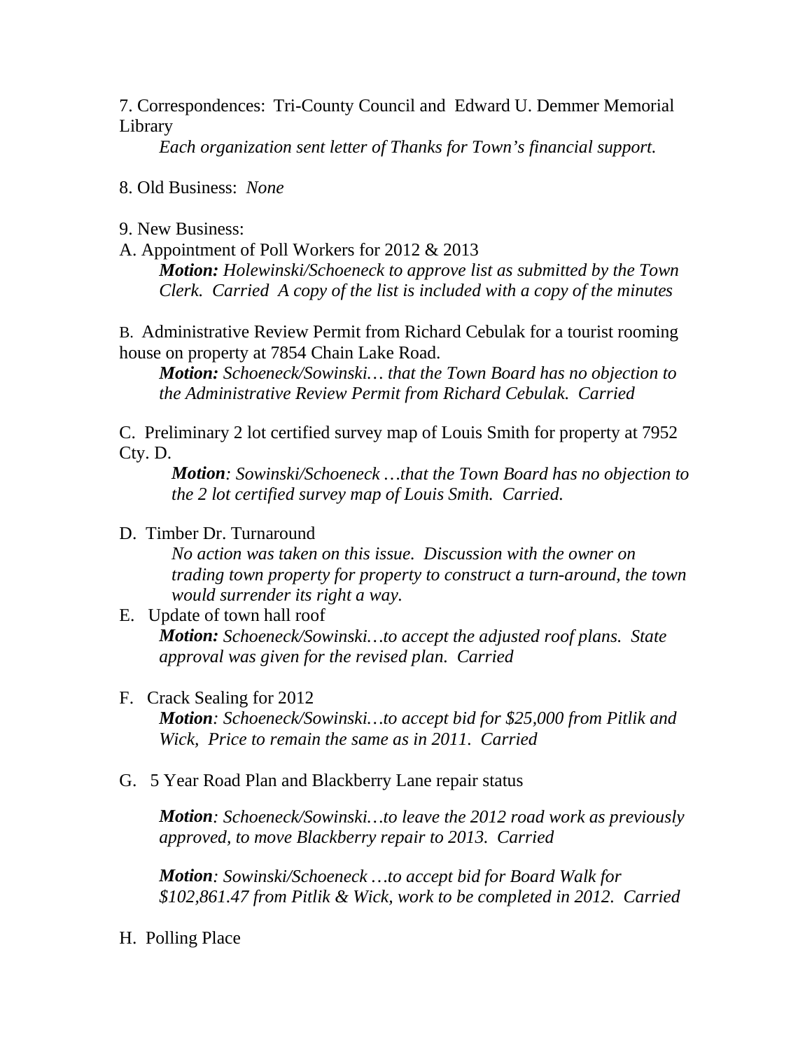7. Correspondences: Tri-County Council and Edward U. Demmer Memorial Library

*Each organization sent letter of Thanks for Town's financial support.*

8. Old Business: *None*

9. New Business:

A. Appointment of Poll Workers for 2012 & 2013

***Motion:*** *Holewinski/Schoeneck to approve list as submitted by the Town Clerk. Carried A copy of the list is included with a copy of the minutes*

B. Administrative Review Permit from Richard Cebulak for a tourist rooming house on property at 7854 Chain Lake Road.

***Motion:*** *Schoeneck/Sowinski… that the Town Board has no objection to the Administrative Review Permit from Richard Cebulak. Carried*

C. Preliminary 2 lot certified survey map of Louis Smith for property at 7952 Cty. D.

***Motion****: Sowinski/Schoeneck …that the Town Board has no objection to the 2 lot certified survey map of Louis Smith. Carried.*

D. Timber Dr. Turnaround

*No action was taken on this issue. Discussion with the owner on trading town property for property to construct a turn-around, the town would surrender its right a way.*

E. Update of town hall roof

***Motion:*** *Schoeneck/Sowinski…to accept the adjusted roof plans. State approval was given for the revised plan. Carried*

F. Crack Sealing for 2012

***Motion****: Schoeneck/Sowinski…to accept bid for $25,000 from Pitlik and Wick, Price to remain the same as in 2011. Carried*

G. 5 Year Road Plan and Blackberry Lane repair status

***Motion****: Schoeneck/Sowinski…to leave the 2012 road work as previously approved, to move Blackberry repair to 2013. Carried*

***Motion****: Sowinski/Schoeneck …to accept bid for Board Walk for $102,861.47 from Pitlik & Wick, work to be completed in 2012. Carried*

H. Polling Place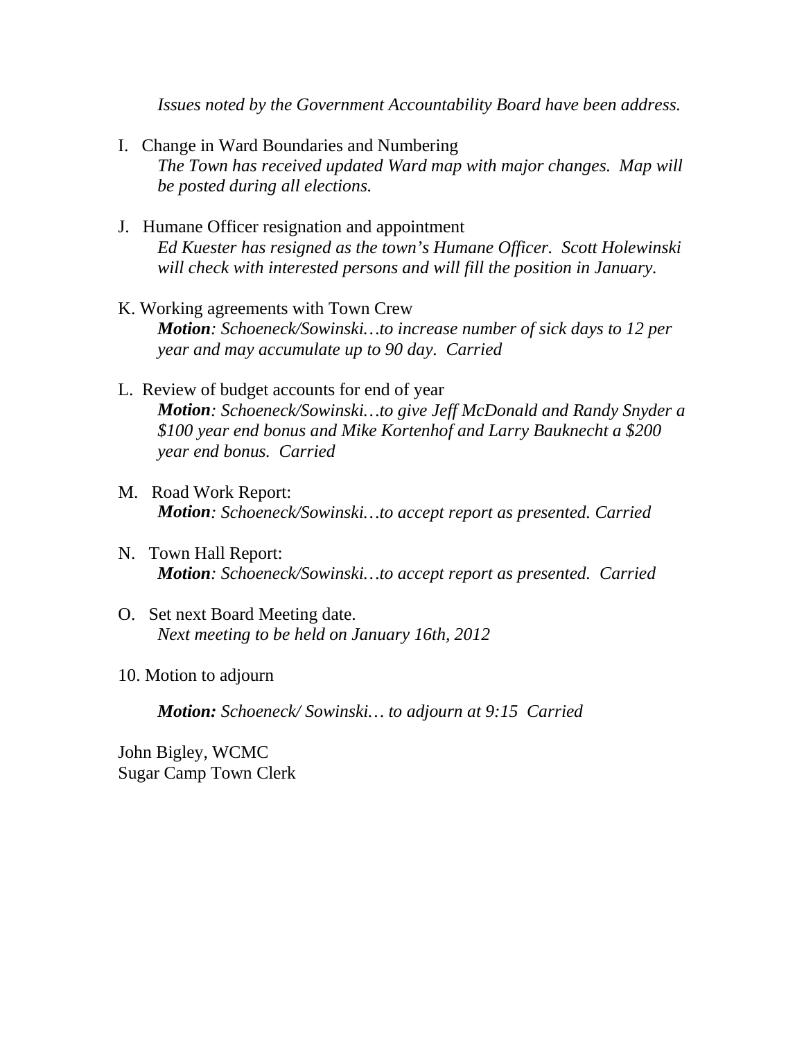*Issues noted by the Government Accountability Board have been address.*

I. Change in Ward Boundaries and Numbering

*The Town has received updated Ward map with major changes. Map will be posted during all elections.*

J. Humane Officer resignation and appointment

*Ed Kuester has resigned as the town's Humane Officer. Scott Holewinski will check with interested persons and will fill the position in January.*

K. Working agreements with Town Crew

***Motion**: Schoeneck/Sowinski…to increase number of sick days to 12 per year and may accumulate up to 90 day. Carried*

L. Review of budget accounts for end of year

***Motion**: Schoeneck/Sowinski…to give Jeff McDonald and Randy Snyder a $100 year end bonus and Mike Kortenhof and Larry Bauknecht a $200 year end bonus. Carried*

M. Road Work Report:

***Motion**: Schoeneck/Sowinski…to accept report as presented. Carried*

N. Town Hall Report:

***Motion**: Schoeneck/Sowinski…to accept report as presented. Carried*

O. Set next Board Meeting date.

*Next meeting to be held on January 16th, 2012*

10. Motion to adjourn

***Motion:** Schoeneck/ Sowinski… to adjourn at 9:15 Carried*

John Bigley, WCMC
Sugar Camp Town Clerk